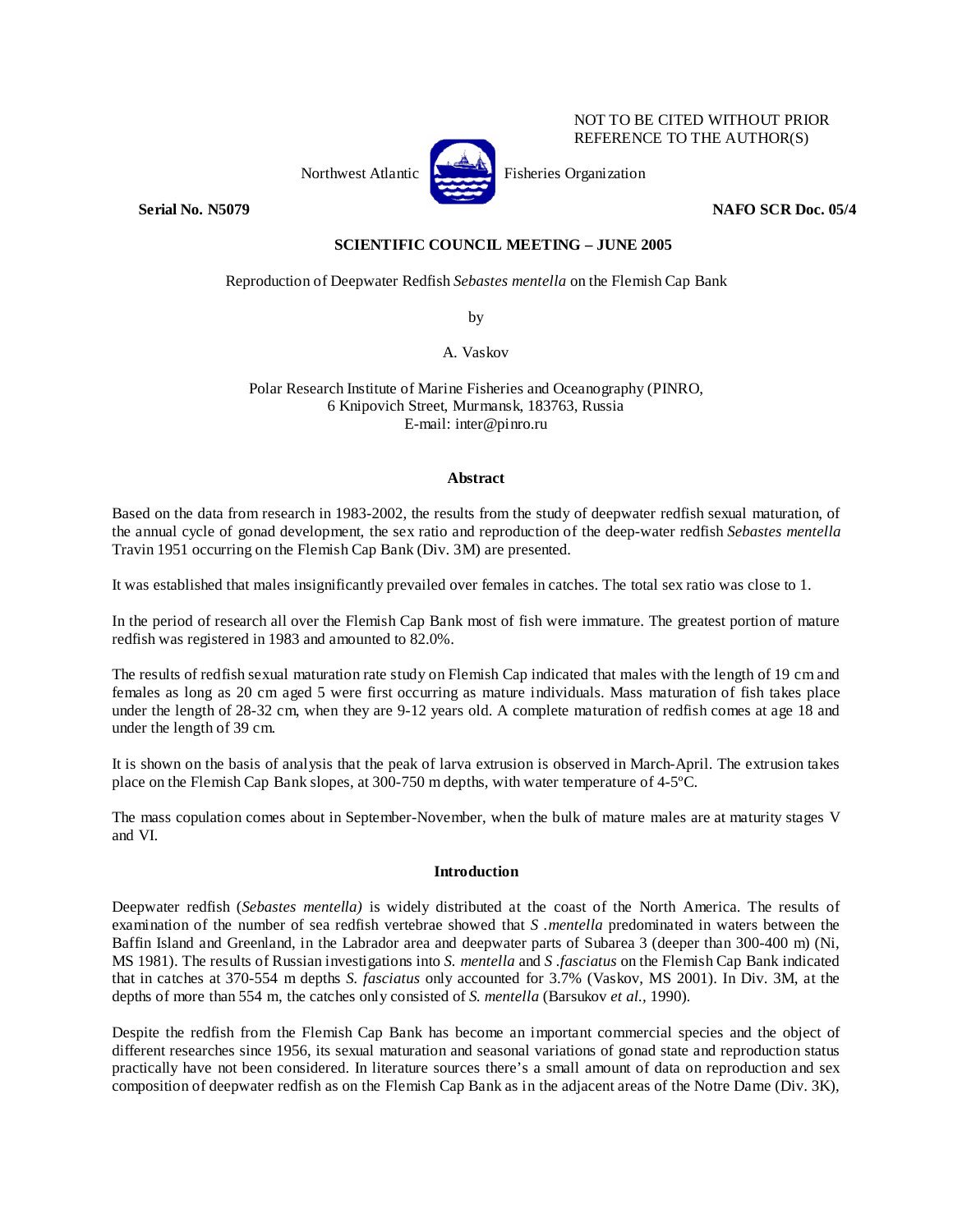NOT TO BE CITED WITHOUT PRIOR REFERENCE TO THE AUTHOR(S)

Northwest Atlantic Fisheries Organization

**Serial No. N5079** **NAFO SCR Doc. 05/4**

**SCIENTIFIC COUNCIL MEETING – JUNE 2005**

# Reproduction of Deepwater Redfish *Sebastes mentella* on the Flemish Cap Bank

by

A. Vaskov

Polar Research Institute of Marine Fisheries and Oceanography (PINRO,
6 Knipovich Street, Murmansk, 183763, Russia
E-mail: inter@pinro.ru

## Abstract

Based on the data from research in 1983-2002, the results from the study of deepwater redfish sexual maturation, of the annual cycle of gonad development, the sex ratio and reproduction of the deep-water redfish *Sebastes mentella* Travin 1951 occurring on the Flemish Cap Bank (Div. 3M) are presented.

It was established that males insignificantly prevailed over females in catches. The total sex ratio was close to 1.

In the period of research all over the Flemish Cap Bank most of fish were immature. The greatest portion of mature redfish was registered in 1983 and amounted to 82.0%.

The results of redfish sexual maturation rate study on Flemish Cap indicated that males with the length of 19 cm and females as long as 20 cm aged 5 were first occurring as mature individuals. Mass maturation of fish takes place under the length of 28-32 cm, when they are 9-12 years old. A complete maturation of redfish comes at age 18 and under the length of 39 cm.

It is shown on the basis of analysis that the peak of larva extrusion is observed in March-April. The extrusion takes place on the Flemish Cap Bank slopes, at 300-750 m depths, with water temperature of 4-5ºC.

The mass copulation comes about in September-November, when the bulk of mature males are at maturity stages V and VI.

## Introduction

Deepwater redfish (*Sebastes mentella)* is widely distributed at the coast of the North America. The results of examination of the number of sea redfish vertebrae showed that *S .mentella* predominated in waters between the Baffin Island and Greenland, in the Labrador area and deepwater parts of Subarea 3 (deeper than 300-400 m) (Ni, MS 1981). The results of Russian investigations into *S. mentella* and *S .fasciatus* on the Flemish Cap Bank indicated that in catches at 370-554 m depths *S. fasciatus* only accounted for 3.7% (Vaskov, MS 2001). In Div. 3M, at the depths of more than 554 m, the catches only consisted of *S. mentella* (Barsukov *et al.,* 1990).

Despite the redfish from the Flemish Cap Bank has become an important commercial species and the object of different researches since 1956, its sexual maturation and seasonal variations of gonad state and reproduction status practically have not been considered. In literature sources there's a small amount of data on reproduction and sex composition of deepwater redfish as on the Flemish Cap Bank as in the adjacent areas of the Notre Dame (Div. 3K),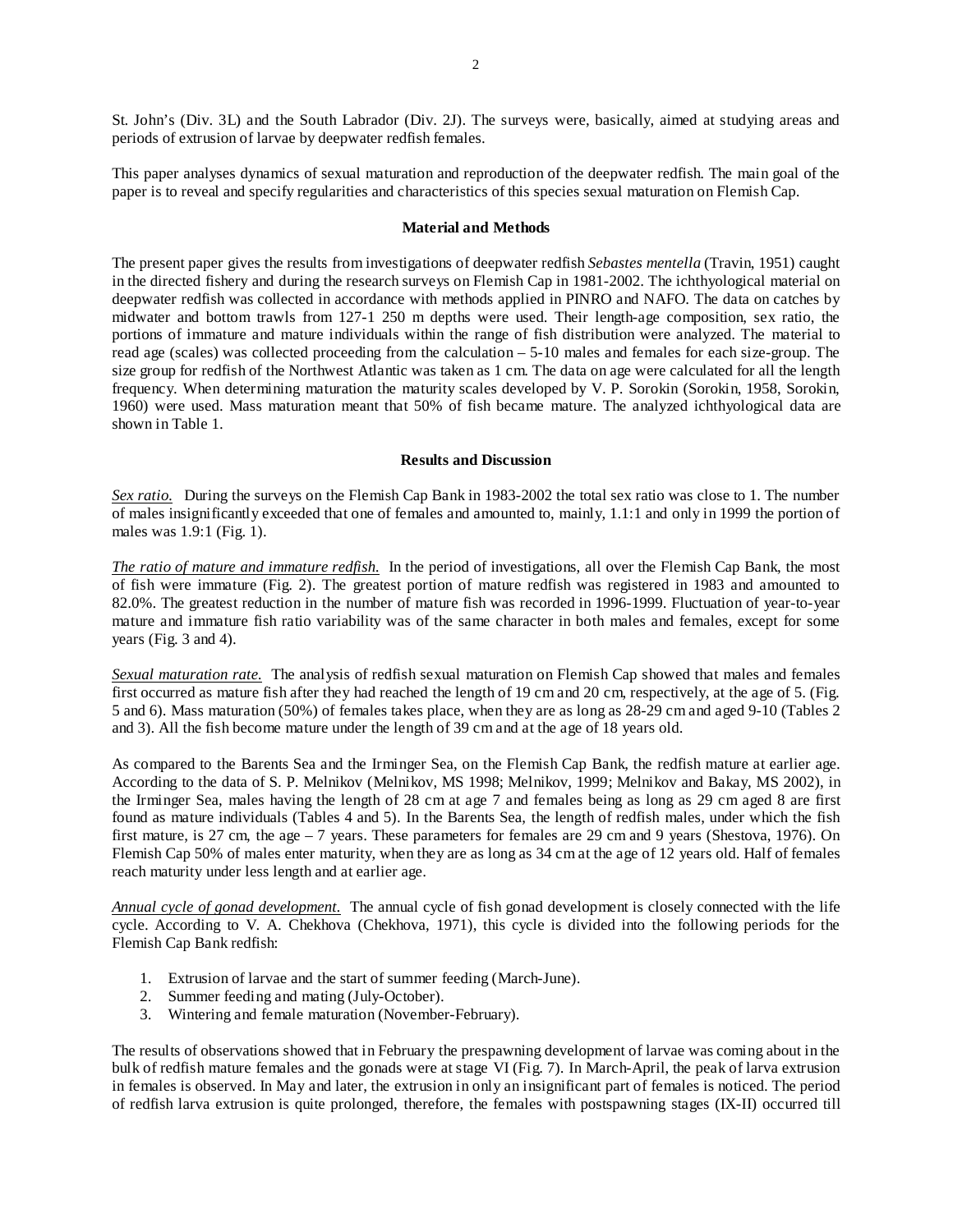St. John's (Div. 3L) and the South Labrador (Div. 2J). The surveys were, basically, aimed at studying areas and periods of extrusion of larvae by deepwater redfish females.

This paper analyses dynamics of sexual maturation and reproduction of the deepwater redfish. The main goal of the paper is to reveal and specify regularities and characteristics of this species sexual maturation on Flemish Cap.

## Material and Methods

The present paper gives the results from investigations of deepwater redfish *Sebastes mentella* (Travin, 1951) caught in the directed fishery and during the research surveys on Flemish Cap in 1981-2002. The ichthyological material on deepwater redfish was collected in accordance with methods applied in PINRO and NAFO. The data on catches by midwater and bottom trawls from 127-1 250 m depths were used. Their length-age composition, sex ratio, the portions of immature and mature individuals within the range of fish distribution were analyzed. The material to read age (scales) was collected proceeding from the calculation – 5-10 males and females for each size-group. The size group for redfish of the Northwest Atlantic was taken as 1 cm. The data on age were calculated for all the length frequency. When determining maturation the maturity scales developed by V. P. Sorokin (Sorokin, 1958, Sorokin, 1960) were used. Mass maturation meant that 50% of fish became mature. The analyzed ichthyological data are shown in Table 1.

## Results and Discussion

*Sex ratio.* During the surveys on the Flemish Cap Bank in 1983-2002 the total sex ratio was close to 1. The number of males insignificantly exceeded that one of females and amounted to, mainly, 1.1:1 and only in 1999 the portion of males was 1.9:1 (Fig. 1).

*The ratio of mature and immature redfish.* In the period of investigations, all over the Flemish Cap Bank, the most of fish were immature (Fig. 2). The greatest portion of mature redfish was registered in 1983 and amounted to 82.0%. The greatest reduction in the number of mature fish was recorded in 1996-1999. Fluctuation of year-to-year mature and immature fish ratio variability was of the same character in both males and females, except for some years (Fig. 3 and 4).

*Sexual maturation rate.* The analysis of redfish sexual maturation on Flemish Cap showed that males and females first occurred as mature fish after they had reached the length of 19 cm and 20 cm, respectively, at the age of 5. (Fig. 5 and 6). Mass maturation (50%) of females takes place, when they are as long as 28-29 cm and aged 9-10 (Tables 2 and 3). All the fish become mature under the length of 39 cm and at the age of 18 years old.

As compared to the Barents Sea and the Irminger Sea, on the Flemish Cap Bank, the redfish mature at earlier age. According to the data of S. P. Melnikov (Melnikov, MS 1998; Melnikov, 1999; Melnikov and Bakay, MS 2002), in the Irminger Sea, males having the length of 28 cm at age 7 and females being as long as 29 cm aged 8 are first found as mature individuals (Tables 4 and 5). In the Barents Sea, the length of redfish males, under which the fish first mature, is 27 cm, the age – 7 years. These parameters for females are 29 cm and 9 years (Shestova, 1976). On Flemish Cap 50% of males enter maturity, when they are as long as 34 cm at the age of 12 years old. Half of females reach maturity under less length and at earlier age.

*Annual cycle of gonad development.* The annual cycle of fish gonad development is closely connected with the life cycle. According to V. A. Chekhova (Chekhova, 1971), this cycle is divided into the following periods for the Flemish Cap Bank redfish:

1. Extrusion of larvae and the start of summer feeding (March-June).
2. Summer feeding and mating (July-October).
3. Wintering and female maturation (November-February).

The results of observations showed that in February the prespawning development of larvae was coming about in the bulk of redfish mature females and the gonads were at stage VI (Fig. 7). In March-April, the peak of larva extrusion in females is observed. In May and later, the extrusion in only an insignificant part of females is noticed. The period of redfish larva extrusion is quite prolonged, therefore, the females with postspawning stages (IX-II) occurred till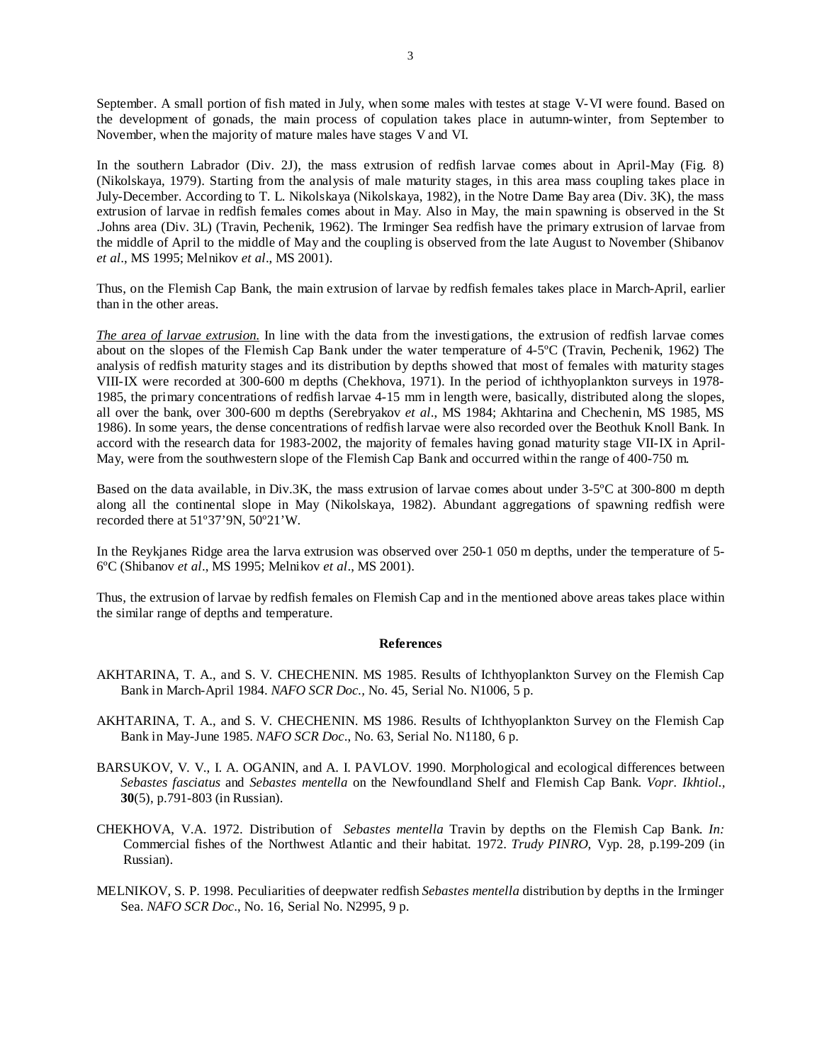September. A small portion of fish mated in July, when some males with testes at stage V-VI were found. Based on the development of gonads, the main process of copulation takes place in autumn-winter, from September to November, when the majority of mature males have stages V and VI.

In the southern Labrador (Div. 2J), the mass extrusion of redfish larvae comes about in April-May (Fig. 8) (Nikolskaya, 1979). Starting from the analysis of male maturity stages, in this area mass coupling takes place in July-December. According to T. L. Nikolskaya (Nikolskaya, 1982), in the Notre Dame Bay area (Div. 3K), the mass extrusion of larvae in redfish females comes about in May. Also in May, the main spawning is observed in the St .Johns area (Div. 3L) (Travin, Pechenik, 1962). The Irminger Sea redfish have the primary extrusion of larvae from the middle of April to the middle of May and the coupling is observed from the late August to November (Shibanov *et al*., MS 1995; Melnikov *et al*., MS 2001).

Thus, on the Flemish Cap Bank, the main extrusion of larvae by redfish females takes place in March-April, earlier than in the other areas.

***The area of larvae extrusion.*** In line with the data from the investigations, the extrusion of redfish larvae comes about on the slopes of the Flemish Cap Bank under the water temperature of 4-5ºC (Travin, Pechenik, 1962) The analysis of redfish maturity stages and its distribution by depths showed that most of females with maturity stages VIII-IX were recorded at 300-600 m depths (Chekhova, 1971). In the period of ichthyoplankton surveys in 1978-1985, the primary concentrations of redfish larvae 4-15 mm in length were, basically, distributed along the slopes, all over the bank, over 300-600 m depths (Serebryakov *et al*., MS 1984; Akhtarina and Chechenin, MS 1985, MS 1986). In some years, the dense concentrations of redfish larvae were also recorded over the Beothuk Knoll Bank. In accord with the research data for 1983-2002, the majority of females having gonad maturity stage VII-IX in April-May, were from the southwestern slope of the Flemish Cap Bank and occurred within the range of 400-750 m.

Based on the data available, in Div.3K, the mass extrusion of larvae comes about under 3-5ºC at 300-800 m depth along all the continental slope in May (Nikolskaya, 1982). Abundant aggregations of spawning redfish were recorded there at 51º37'9N, 50º21'W.

In the Reykjanes Ridge area the larva extrusion was observed over 250-1 050 m depths, under the temperature of 5-6ºC (Shibanov *et al*., MS 1995; Melnikov *et al*., MS 2001).

Thus, the extrusion of larvae by redfish females on Flemish Cap and in the mentioned above areas takes place within the similar range of depths and temperature.

## References

AKHTARINA, T. A., and S. V. CHECHENIN. MS 1985. Results of Ichthyoplankton Survey on the Flemish Cap Bank in March-April 1984. *NAFO SCR Doc.*, No. 45, Serial No. N1006, 5 p.

AKHTARINA, T. A., and S. V. CHECHENIN. MS 1986. Results of Ichthyoplankton Survey on the Flemish Cap Bank in May-June 1985. *NAFO SCR Doc*., No. 63, Serial No. N1180, 6 p.

BARSUKOV, V. V., I. A. OGANIN, and A. I. PAVLOV. 1990. Morphological and ecological differences between *Sebastes fasciatus* and *Sebastes mentella* on the Newfoundland Shelf and Flemish Cap Bank. *Vopr. Ikhtiol.*, **30**(5), p.791-803 (in Russian).

CHEKHOVA, V.A. 1972. Distribution of *Sebastes mentella* Travin by depths on the Flemish Cap Bank. *In:* Commercial fishes of the Northwest Atlantic and their habitat. 1972. *Trudy PINRO*, Vyp. 28, p.199-209 (in Russian).

MELNIKOV, S. P. 1998. Peculiarities of deepwater redfish *Sebastes mentella* distribution by depths in the Irminger Sea. *NAFO SCR Doc*., No. 16, Serial No. N2995, 9 p.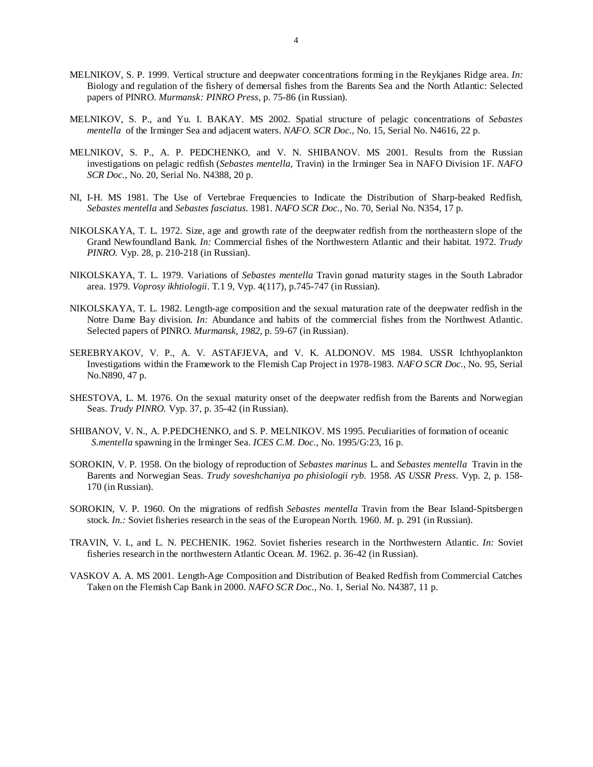MELNIKOV, S. P. 1999. Vertical structure and deepwater concentrations forming in the Reykjanes Ridge area. *In:* Biology and regulation of the fishery of demersal fishes from the Barents Sea and the North Atlantic: Selected papers of PINRO. *Murmansk: PINRO Press*, p. 75-86 (in Russian).

MELNIKOV, S. P., and Yu. I. BAKAY. MS 2002. Spatial structure of pelagic concentrations of *Sebastes mentella* of the Irminger Sea and adjacent waters. *NAFO. SCR Doc.*, No. 15, Serial No. N4616, 22 p.

MELNIKOV, S. P., A. P. PEDCHENKO, and V. N. SHIBANOV. MS 2001. Results from the Russian investigations on pelagic redfish (*Sebastes mentella*, Travin) in the Irminger Sea in NAFO Division 1F. *NAFO SCR Doc.*, No. 20, Serial No. N4388, 20 p.

NI, I-H. MS 1981. The Use of Vertebrae Frequencies to Indicate the Distribution of Sharp-beaked Redfish, *Sebastes mentella* and *Sebastes fasciatus*. 1981. *NAFO SCR Doc.*, No. 70, Serial No. N354, 17 p.

NIKOLSKAYA, T. L. 1972. Size, age and growth rate of the deepwater redfish from the northeastern slope of the Grand Newfoundland Bank. *In:* Commercial fishes of the Northwestern Atlantic and their habitat. 1972. *Trudy PINRO.* Vyp. 28, p. 210-218 (in Russian).

NIKOLSKAYA, T. L. 1979. Variations of *Sebastes mentella* Travin gonad maturity stages in the South Labrador area. 1979. *Voprosy ikhtiologii*. T.1 9, Vyp. 4(117), p.745-747 (in Russian).

NIKOLSKAYA, T. L. 1982. Length-age composition and the sexual maturation rate of the deepwater redfish in the Notre Dame Bay division. *In:* Abundance and habits of the commercial fishes from the Northwest Atlantic. Selected papers of PINRO. *Murmansk, 1982*, p. 59-67 (in Russian).

SEREBRYAKOV, V. P., A. V. ASTAFJEVA, and V. K. ALDONOV. MS 1984. USSR Ichthyoplankton Investigations within the Framework to the Flemish Cap Project in 1978-1983. *NAFO SCR Doc.*, No. 95, Serial No.N890, 47 p.

SHESTOVA, L. M. 1976. On the sexual maturity onset of the deepwater redfish from the Barents and Norwegian Seas. *Trudy PINRO.* Vyp. 37, p. 35-42 (in Russian).

SHIBANOV, V. N., A. P.PEDCHENKO, and S. P. MELNIKOV. MS 1995. Peculiarities of formation of oceanic *S.mentella* spawning in the Irminger Sea. *ICES C.M. Doc.*, No. 1995/G:23, 16 p.

SOROKIN, V. P. 1958. On the biology of reproduction of *Sebastes marinus* L. and *Sebastes mentella* Travin in the Barents and Norwegian Seas. *Trudy soveshchaniya po phisiologii ryb.* 1958. *AS USSR Press.* Vyp. 2, p. 158-170 (in Russian).

SOROKIN, V. P. 1960. On the migrations of redfish *Sebastes mentella* Travin from the Bear Island-Spitsbergen stock. *In.:* Soviet fisheries research in the seas of the European North. 1960. *M.* p. 291 (in Russian).

TRAVIN, V. I., and L. N. PECHENIK. 1962. Soviet fisheries research in the Northwestern Atlantic. *In:* Soviet fisheries research in the northwestern Atlantic Ocean. *M.* 1962. p. 36-42 (in Russian).

VASKOV A. A. MS 2001. Length-Age Composition and Distribution of Beaked Redfish from Commercial Catches Taken on the Flemish Cap Bank in 2000. *NAFO SCR Doc.*, No. 1, Serial No. N4387, 11 p.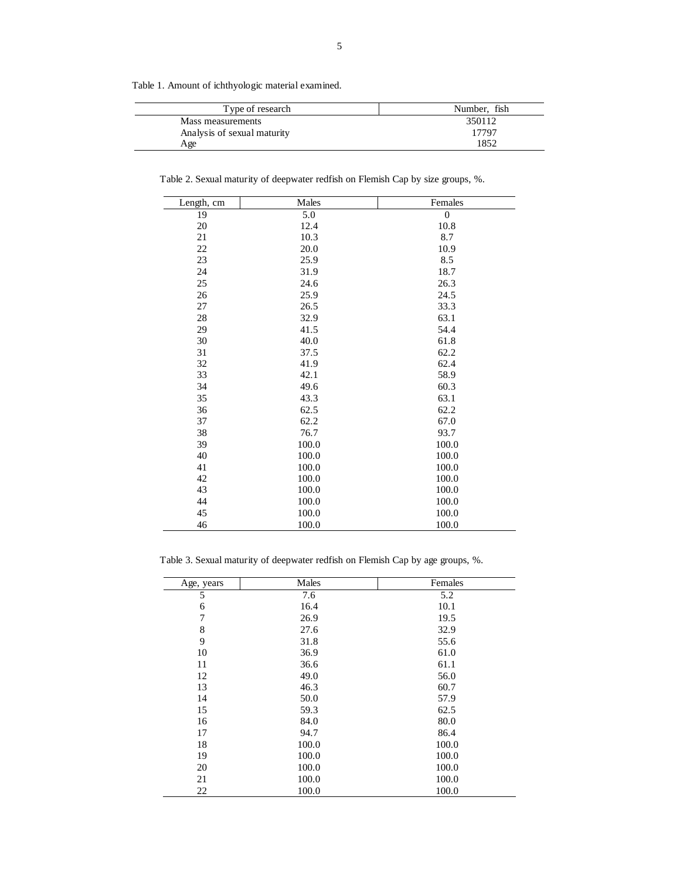Table 1. Amount of ichthyologic material examined.

| Type of research | Number, fish |
|---|---|
| Mass measurements | 350112 |
| Analysis of sexual maturity | 17797 |
| Age | 1852 |

Table 2. Sexual maturity of deepwater redfish on Flemish Cap by size groups, %.

| Length, cm | Males | Females |
|---|---|---|
| 19 | 5.0 | 0 |
| 20 | 12.4 | 10.8 |
| 21 | 10.3 | 8.7 |
| 22 | 20.0 | 10.9 |
| 23 | 25.9 | 8.5 |
| 24 | 31.9 | 18.7 |
| 25 | 24.6 | 26.3 |
| 26 | 25.9 | 24.5 |
| 27 | 26.5 | 33.3 |
| 28 | 32.9 | 63.1 |
| 29 | 41.5 | 54.4 |
| 30 | 40.0 | 61.8 |
| 31 | 37.5 | 62.2 |
| 32 | 41.9 | 62.4 |
| 33 | 42.1 | 58.9 |
| 34 | 49.6 | 60.3 |
| 35 | 43.3 | 63.1 |
| 36 | 62.5 | 62.2 |
| 37 | 62.2 | 67.0 |
| 38 | 76.7 | 93.7 |
| 39 | 100.0 | 100.0 |
| 40 | 100.0 | 100.0 |
| 41 | 100.0 | 100.0 |
| 42 | 100.0 | 100.0 |
| 43 | 100.0 | 100.0 |
| 44 | 100.0 | 100.0 |
| 45 | 100.0 | 100.0 |
| 46 | 100.0 | 100.0 |

Table 3. Sexual maturity of deepwater redfish on Flemish Cap by age groups, %.

| Age, years | Males | Females |
|---|---|---|
| 5 | 7.6 | 5.2 |
| 6 | 16.4 | 10.1 |
| 7 | 26.9 | 19.5 |
| 8 | 27.6 | 32.9 |
| 9 | 31.8 | 55.6 |
| 10 | 36.9 | 61.0 |
| 11 | 36.6 | 61.1 |
| 12 | 49.0 | 56.0 |
| 13 | 46.3 | 60.7 |
| 14 | 50.0 | 57.9 |
| 15 | 59.3 | 62.5 |
| 16 | 84.0 | 80.0 |
| 17 | 94.7 | 86.4 |
| 18 | 100.0 | 100.0 |
| 19 | 100.0 | 100.0 |
| 20 | 100.0 | 100.0 |
| 21 | 100.0 | 100.0 |
| 22 | 100.0 | 100.0 |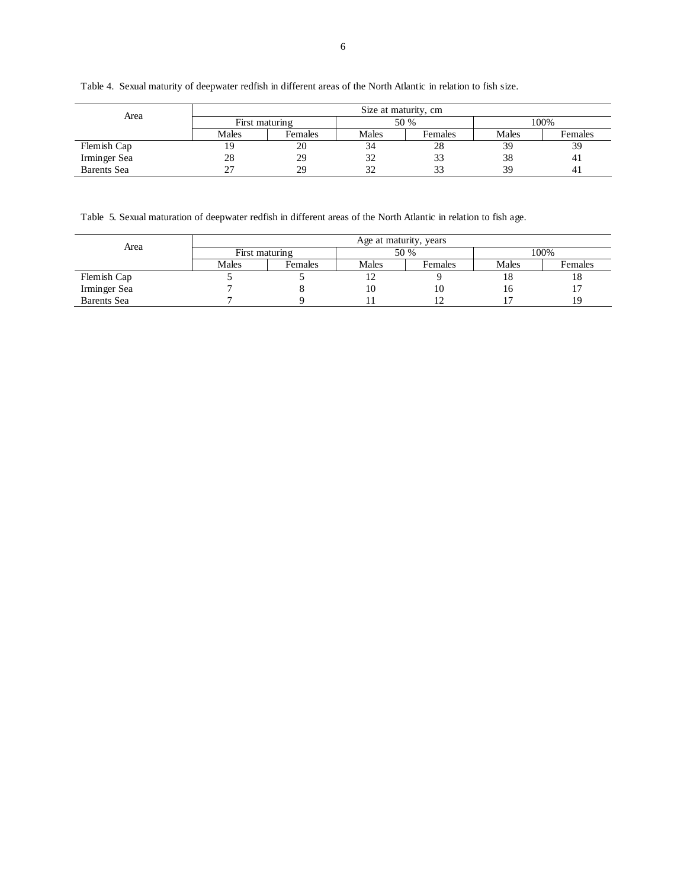Table 4. Sexual maturity of deepwater redfish in different areas of the North Atlantic in relation to fish size.

| Area | Size at maturity, cm | | | | | |
|---|---|---|---|---|---|---|
| | First maturing | | 50 % | | 100% | |
| | Males | Females | Males | Females | Males | Females |
| Flemish Cap | 19 | 20 | 34 | 28 | 39 | 39 |
| Irminger Sea | 28 | 29 | 32 | 33 | 38 | 41 |
| Barents Sea | 27 | 29 | 32 | 33 | 39 | 41 |

Table 5. Sexual maturation of deepwater redfish in different areas of the North Atlantic in relation to fish age.

| Area | Age at maturity, years | | | | | |
|---|---|---|---|---|---|---|
| | First maturing | | 50 % | | 100% | |
| | Males | Females | Males | Females | Males | Females |
| Flemish Cap | 5 | 5 | 12 | 9 | 18 | 18 |
| Irminger Sea | 7 | 8 | 10 | 10 | 16 | 17 |
| Barents Sea | 7 | 9 | 11 | 12 | 17 | 19 |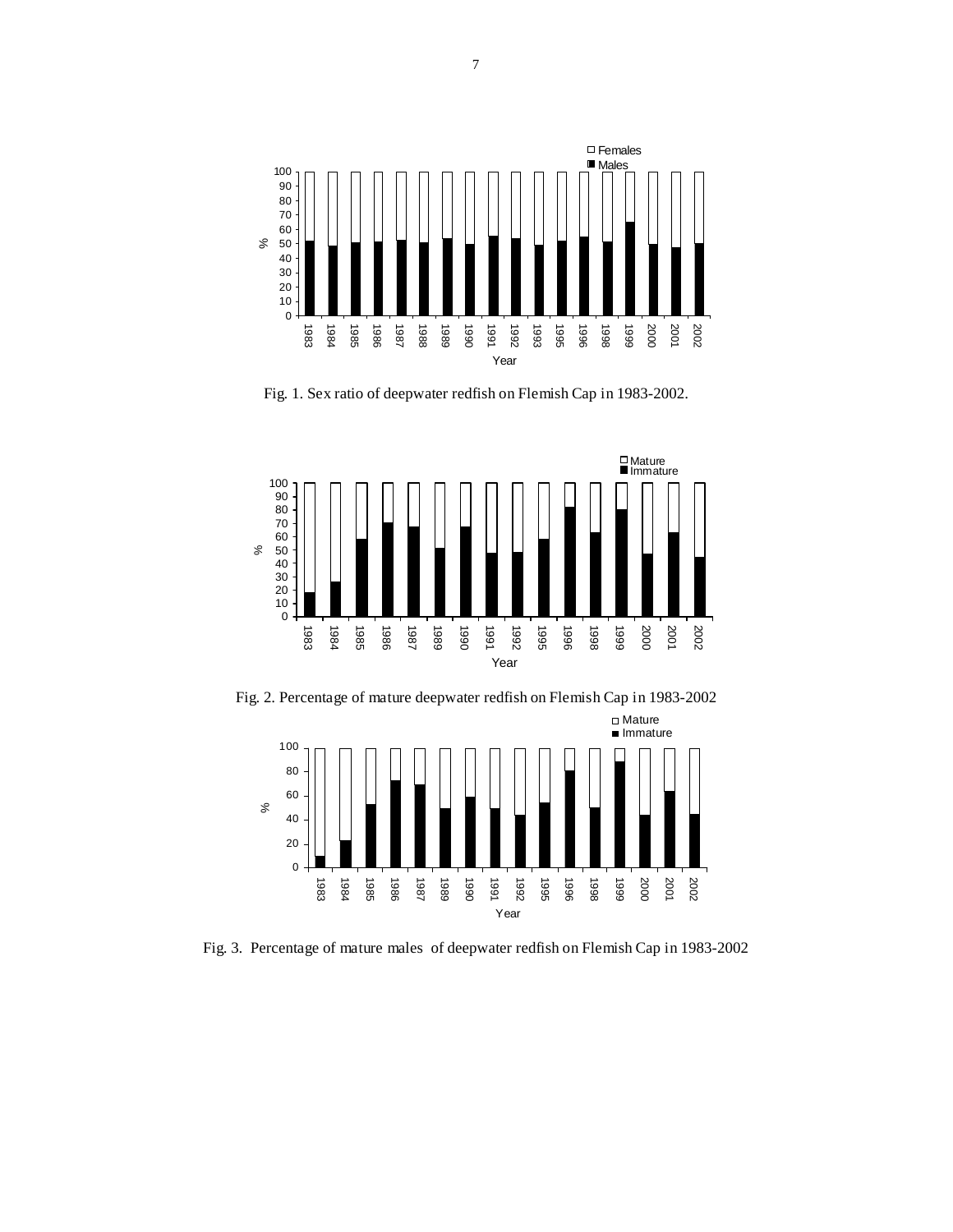Fig. 1. Sex ratio of deepwater redfish on Flemish Cap in 1983-2002.

Fig. 2. Percentage of mature deepwater redfish on Flemish Cap in 1983-2002

Fig. 3. Percentage of mature males of deepwater redfish on Flemish Cap in 1983-2002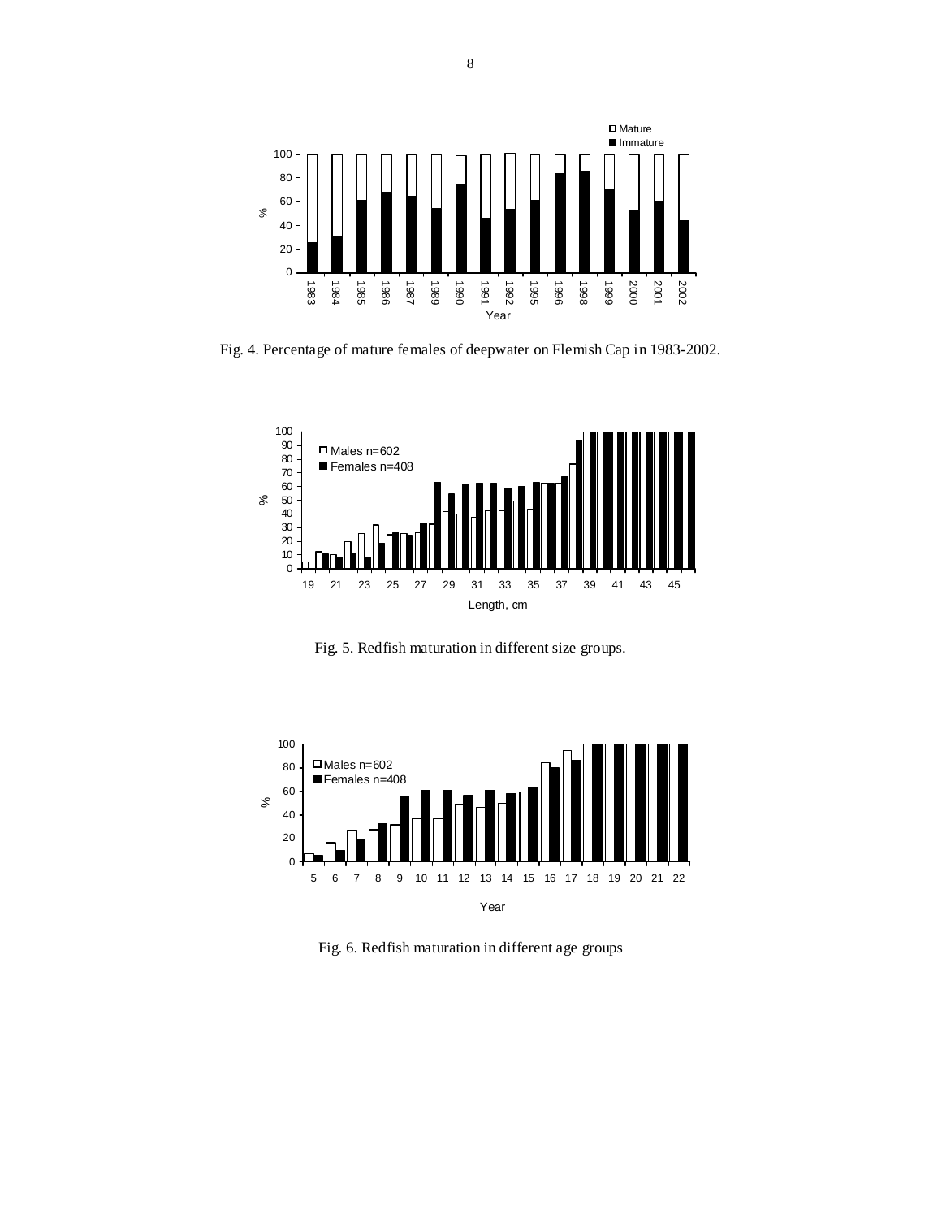Fig. 4. Percentage of mature females of deepwater on Flemish Cap in 1983-2002.

Fig. 5. Redfish maturation in different size groups.

Fig. 6. Redfish maturation in different age groups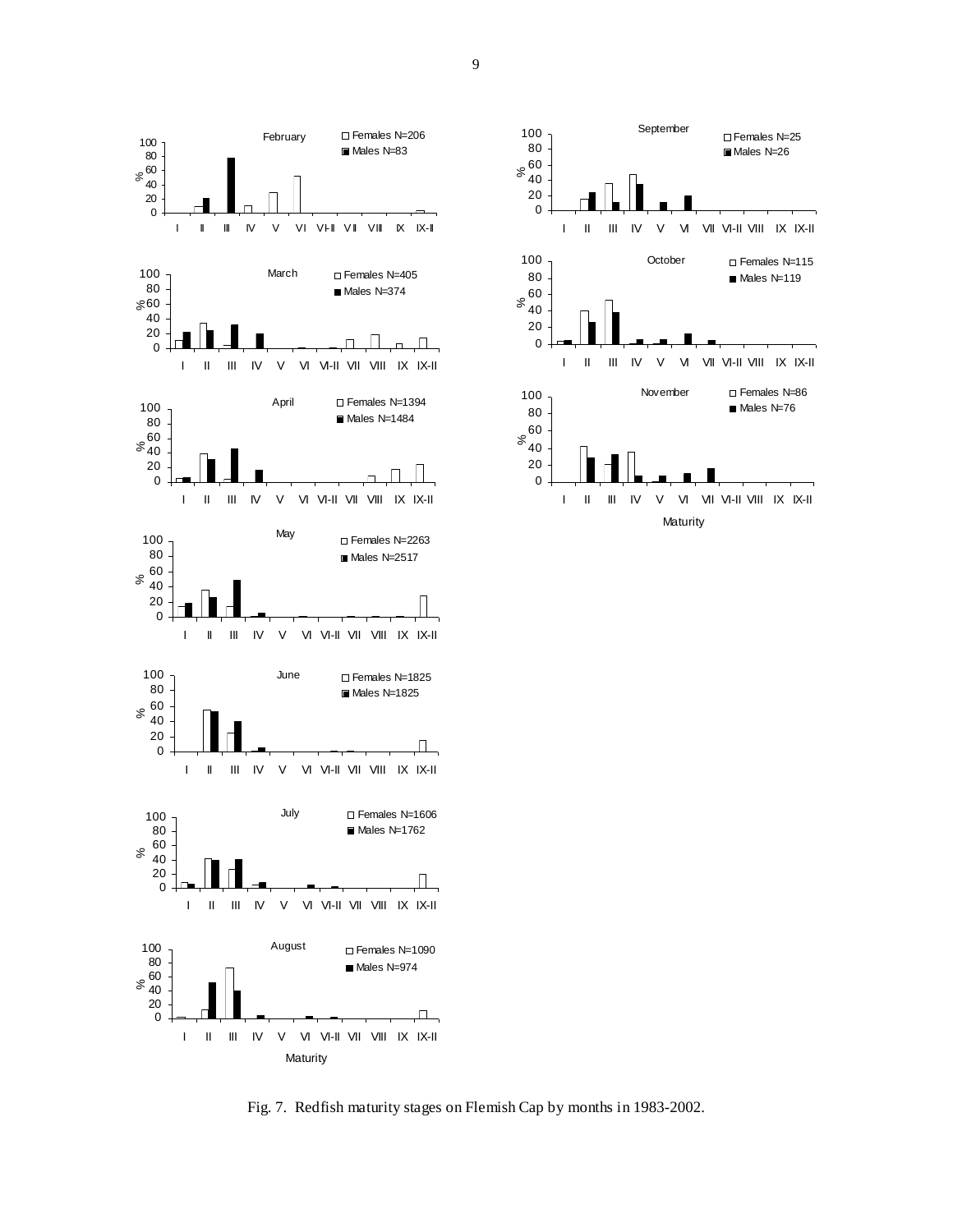Fig. 7. Redfish maturity stages on Flemish Cap by months in 1983-2002.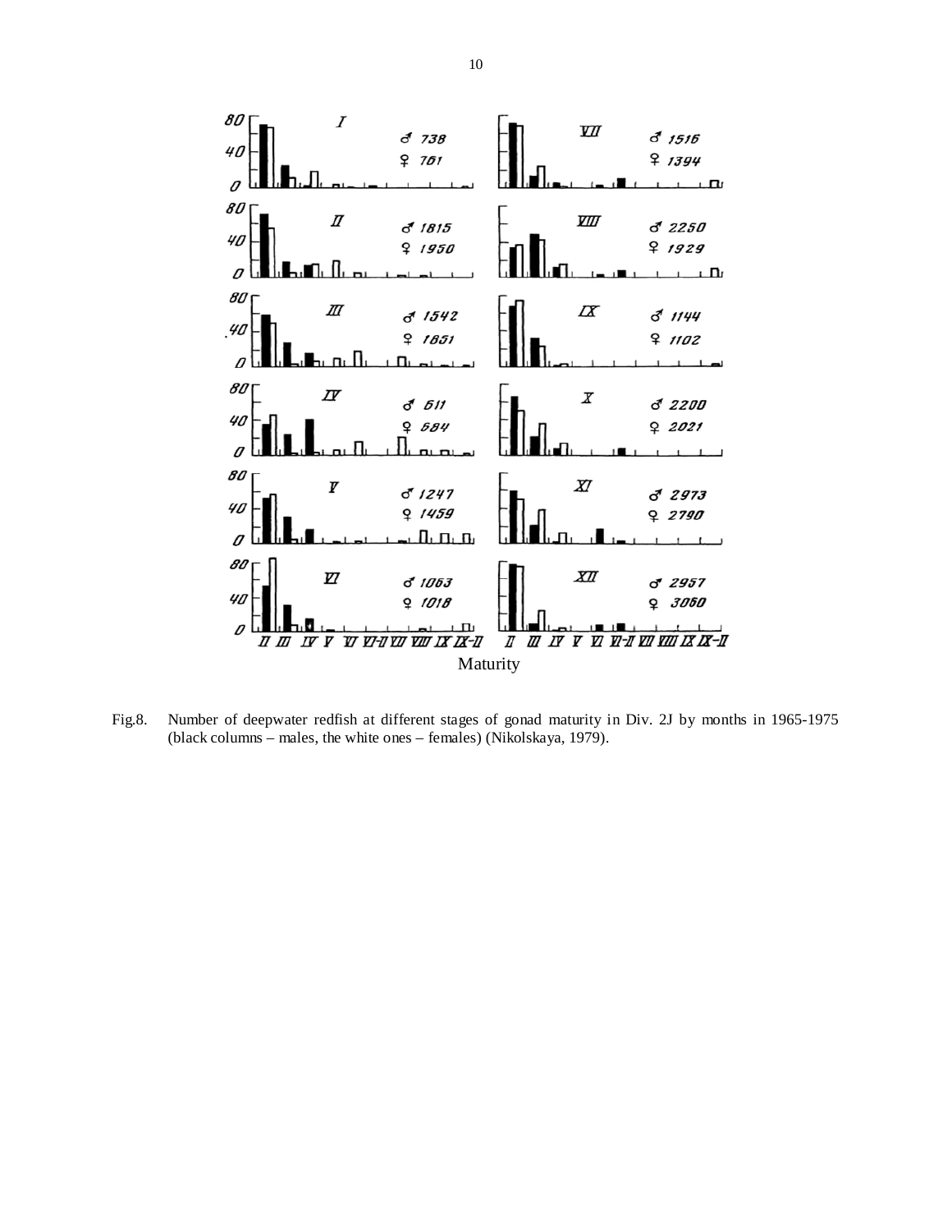80
40
0
I
♂ 738
♀ 761

80
40
0
II
♂ 1815
♀ 1950

80
40
0
III
♂ 1542
♀ 1651

80
40
0
IV
♂ 611
♀ 684

80
40
0
V
♂ 1247
♀ 1459

80
40
0
VI
♂ 1063
♀ 1018

VII
♂ 1516
♀ 1394

VIII
♂ 2250
♀ 1929

IX
♂ 1144
♀ 1102

X
♂ 2200
♀ 2021

XI
♂ 2973
♀ 2790

XII
♂ 2957
♀ 3060

II III IV V VI VI-II VII VIII IX IX-II

II III IV V VI VI-II VII VIII IX IX-II

Maturity

Fig.8. Number of deepwater redfish at different stages of gonad maturity in Div. 2J by months in 1965-1975 (black columns – males, the white ones – females) (Nikolskaya, 1979).